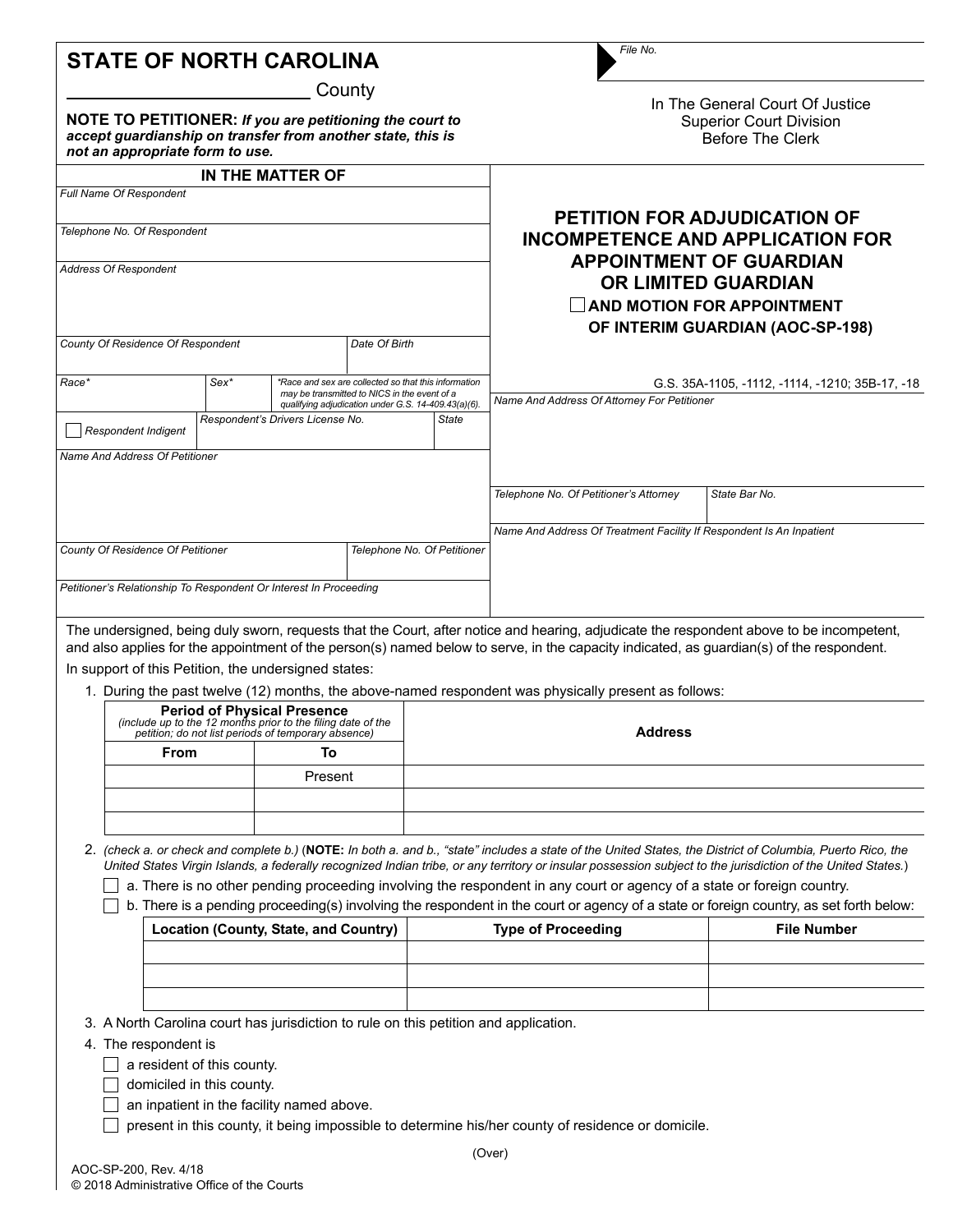# STATE OF NORTH CAROLINA

_______________________ County

**NOTE TO PETITIONER:** ***If you are petitioning the court to accept guardianship on transfer from another state, this is not an appropriate form to use.***

File No.

In The General Court Of Justice
Superior Court Division
Before The Clerk

## IN THE MATTER OF

*Full Name Of Respondent*

*Telephone No. Of Respondent*

*Address Of Respondent*

| *County Of Residence Of Respondent* | *Date Of Birth* |
|---|---|
| | |

| *Race\** | *Sex\** | *\*Race and sex are collected so that this information may be transmitted to NICS in the event of a qualifying adjudication under G.S. 14-409.43(a)(6).* |
|---|---|---|
| | | |

| ☐ *Respondent Indigent* | *Respondent's Drivers License No.* | *State* |
|---|---|---|
| | | |

*Name And Address Of Petitioner*

| *County Of Residence Of Petitioner* | *Telephone No. Of Petitioner* |
|---|---|
| | |

*Petitioner's Relationship To Respondent Or Interest In Proceeding*

## PETITION FOR ADJUDICATION OF INCOMPETENCE AND APPLICATION FOR APPOINTMENT OF GUARDIAN OR LIMITED GUARDIAN

☐ **AND MOTION FOR APPOINTMENT OF INTERIM GUARDIAN (AOC-SP-198)**

G.S. 35A-1105, -1112, -1114, -1210; 35B-17, -18

*Name And Address Of Attorney For Petitioner*

| *Telephone No. Of Petitioner's Attorney* | *State Bar No.* |
|---|---|
| | |

*Name And Address Of Treatment Facility If Respondent Is An Inpatient*

The undersigned, being duly sworn, requests that the Court, after notice and hearing, adjudicate the respondent above to be incompetent, and also applies for the appointment of the person(s) named below to serve, in the capacity indicated, as guardian(s) of the respondent.

In support of this Petition, the undersigned states:

1. During the past twelve (12) months, the above-named respondent was physically present as follows:

| **Period of Physical Presence** *(include up to the 12 months prior to the filing date of the petition; do not list periods of temporary absence)* | | **Address** |
|---|---|---|
| **From** | **To** | |
| | Present | |
| | | |
| | | |

2. *(check a. or check and complete b.)* (**NOTE:** *In both a. and b., "state" includes a state of the United States, the District of Columbia, Puerto Rico, the United States Virgin Islands, a federally recognized Indian tribe, or any territory or insular possession subject to the jurisdiction of the United States.*)
   - ☐ a. There is no other pending proceeding involving the respondent in any court or agency of a state or foreign country.
   - ☐ b. There is a pending proceeding(s) involving the respondent in the court or agency of a state or foreign country, as set forth below:

| Location (County, State, and Country) | Type of Proceeding | File Number |
|---|---|---|
| | | |
| | | |
| | | |

3. A North Carolina court has jurisdiction to rule on this petition and application.
4. The respondent is
   - ☐ a resident of this county.
   - ☐ domiciled in this county.
   - ☐ an inpatient in the facility named above.
   - ☐ present in this county, it being impossible to determine his/her county of residence or domicile.

(Over)

AOC-SP-200, Rev. 4/18
© 2018 Administrative Office of the Courts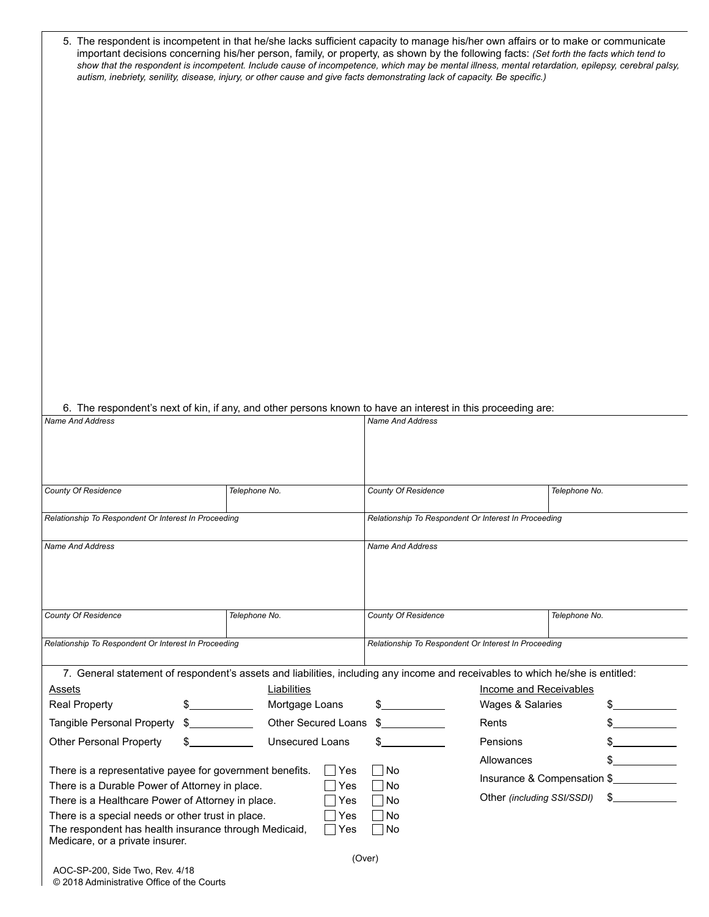5. The respondent is incompetent in that he/she lacks sufficient capacity to manage his/her own affairs or to make or communicate important decisions concerning his/her person, family, or property, as shown by the following facts: *(Set forth the facts which tend to show that the respondent is incompetent. Include cause of incompetence, which may be mental illness, mental retardation, epilepsy, cerebral palsy, autism, inebriety, senility, disease, injury, or other cause and give facts demonstrating lack of capacity. Be specific.)*

6. The respondent's next of kin, if any, and other persons known to have an interest in this proceeding are:

| *Name And Address* | | *Name And Address* | |
|---|---|---|---|
| | | | |
| *County Of Residence* | *Telephone No.* | *County Of Residence* | *Telephone No.* |
| *Relationship To Respondent Or Interest In Proceeding* | | *Relationship To Respondent Or Interest In Proceeding* | |
| *Name And Address* | | *Name And Address* | |
| | | | |
| *County Of Residence* | *Telephone No.* | *County Of Residence* | *Telephone No.* |
| *Relationship To Respondent Or Interest In Proceeding* | | *Relationship To Respondent Or Interest In Proceeding* | |

7. General statement of respondent's assets and liabilities, including any income and receivables to which he/she is entitled:

| Assets | | Liabilities | | Income and Receivables | |
|---|---|---|---|---|---|
| Real Property | $ | Mortgage Loans | $ | Wages & Salaries | $ |
| Tangible Personal Property | $ | Other Secured Loans | $ | Rents | $ |
| Other Personal Property | $ | Unsecured Loans | $ | Pensions | $ |
| | | | | Allowances | $ |
| | | | | Insurance & Compensation | $ |
| | | | | Other *(including SSI/SSDI)* | $ |

| | | |
|---|---|---|
| There is a representative payee for government benefits. | ☐ Yes | ☐ No |
| There is a Durable Power of Attorney in place. | ☐ Yes | ☐ No |
| There is a Healthcare Power of Attorney in place. | ☐ Yes | ☐ No |
| There is a special needs or other trust in place. | ☐ Yes | ☐ No |
| The respondent has health insurance through Medicaid, Medicare, or a private insurer. | ☐ Yes | ☐ No |

(Over)

AOC-SP-200, Side Two, Rev. 4/18
© 2018 Administrative Office of the Courts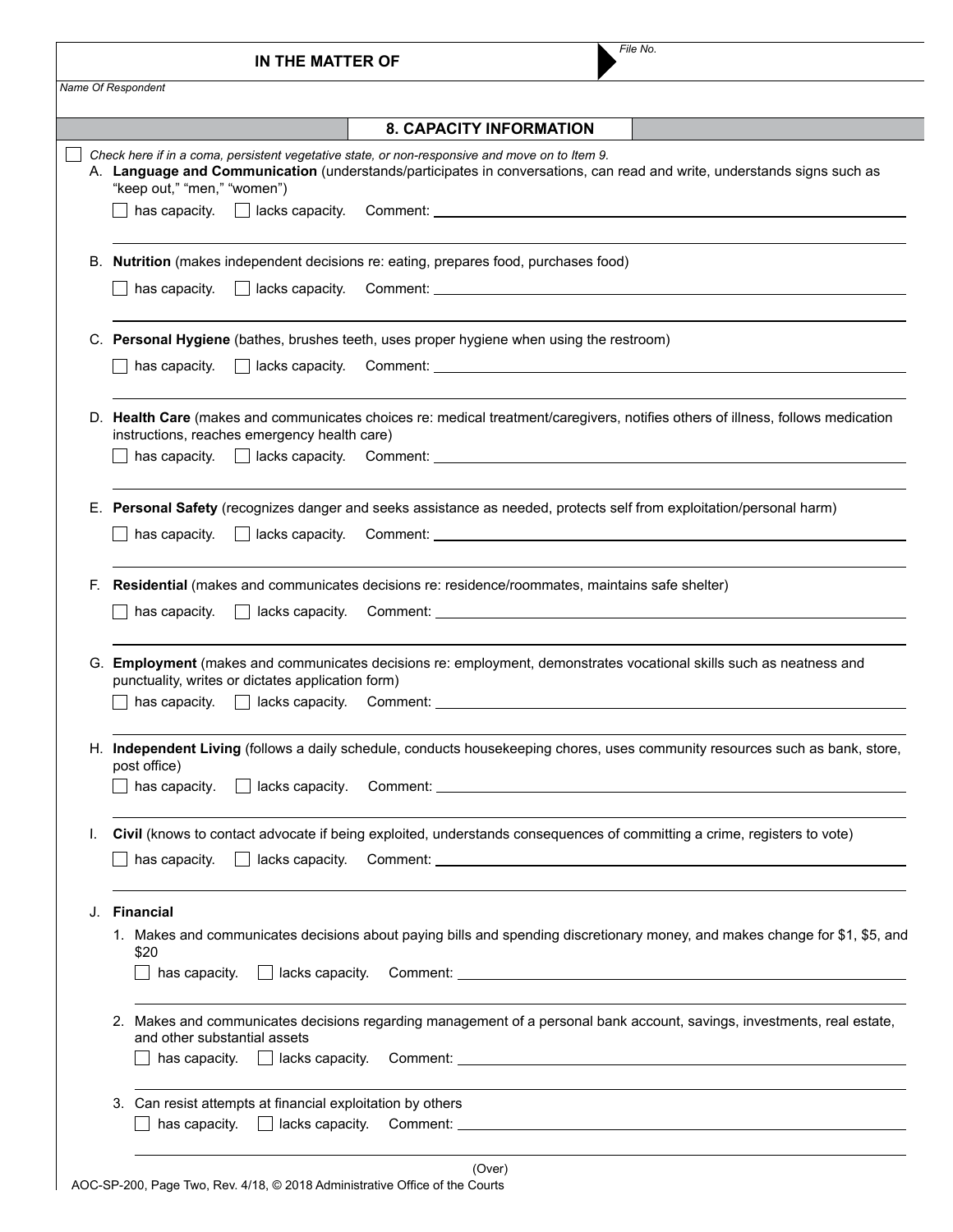**IN THE MATTER OF**

File No.

Name Of Respondent

## 8. CAPACITY INFORMATION

☐ *Check here if in a coma, persistent vegetative state, or non-responsive and move on to Item 9.*

A. **Language and Communication** (understands/participates in conversations, can read and write, understands signs such as "keep out," "men," "women")

☐ has capacity. ☐ lacks capacity. Comment: ____________________

B. **Nutrition** (makes independent decisions re: eating, prepares food, purchases food)

☐ has capacity. ☐ lacks capacity. Comment: ____________________

C. **Personal Hygiene** (bathes, brushes teeth, uses proper hygiene when using the restroom)

☐ has capacity. ☐ lacks capacity. Comment: ____________________

D. **Health Care** (makes and communicates choices re: medical treatment/caregivers, notifies others of illness, follows medication instructions, reaches emergency health care)

☐ has capacity. ☐ lacks capacity. Comment: ____________________

E. **Personal Safety** (recognizes danger and seeks assistance as needed, protects self from exploitation/personal harm)

☐ has capacity. ☐ lacks capacity. Comment: ____________________

F. **Residential** (makes and communicates decisions re: residence/roommates, maintains safe shelter)

☐ has capacity. ☐ lacks capacity. Comment: ____________________

G. **Employment** (makes and communicates decisions re: employment, demonstrates vocational skills such as neatness and punctuality, writes or dictates application form)

☐ has capacity. ☐ lacks capacity. Comment: ____________________

H. **Independent Living** (follows a daily schedule, conducts housekeeping chores, uses community resources such as bank, store, post office)

☐ has capacity. ☐ lacks capacity. Comment: ____________________

I. **Civil** (knows to contact advocate if being exploited, understands consequences of committing a crime, registers to vote)

☐ has capacity. ☐ lacks capacity. Comment: ____________________

J. **Financial**

1. Makes and communicates decisions about paying bills and spending discretionary money, and makes change for $1, $5, and $20

   ☐ has capacity. ☐ lacks capacity. Comment: ____________________

2. Makes and communicates decisions regarding management of a personal bank account, savings, investments, real estate, and other substantial assets

   ☐ has capacity. ☐ lacks capacity. Comment: ____________________

3. Can resist attempts at financial exploitation by others

   ☐ has capacity. ☐ lacks capacity. Comment: ____________________

(Over)

AOC-SP-200, Page Two, Rev. 4/18, © 2018 Administrative Office of the Courts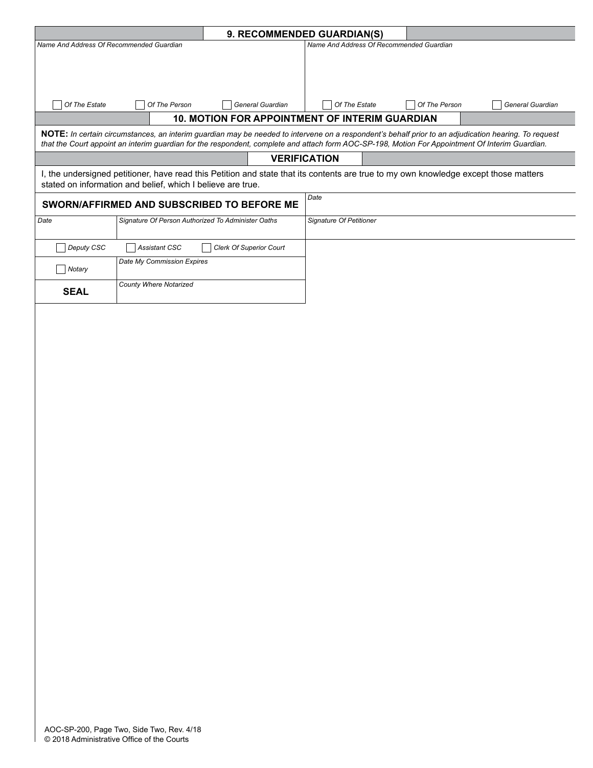## 9. RECOMMENDED GUARDIAN(S)

| | |
|---|---|
| *Name And Address Of Recommended Guardian* | *Name And Address Of Recommended Guardian* |
| ☐ *Of The Estate* ☐ *Of The Person* ☐ *General Guardian* | ☐ *Of The Estate* ☐ *Of The Person* ☐ *General Guardian* |

## 10. MOTION FOR APPOINTMENT OF INTERIM GUARDIAN

**NOTE:** *In certain circumstances, an interim guardian may be needed to intervene on a respondent's behalf prior to an adjudication hearing. To request that the Court appoint an interim guardian for the respondent, complete and attach form AOC-SP-198, Motion For Appointment Of Interim Guardian.*

## VERIFICATION

I, the undersigned petitioner, have read this Petition and state that its contents are true to my own knowledge except those matters stated on information and belief, which I believe are true.

| | | |
|---|---|---|
| **SWORN/AFFIRMED AND SUBSCRIBED TO BEFORE ME** | | *Date* |
| *Date* | *Signature Of Person Authorized To Administer Oaths* | *Signature Of Petitioner* |
| ☐ *Deputy CSC* | ☐ *Assistant CSC* ☐ *Clerk Of Superior Court* | |
| ☐ *Notary* | *Date My Commission Expires* | |
| **SEAL** | *County Where Notarized* | |

AOC-SP-200, Page Two, Side Two, Rev. 4/18
© 2018 Administrative Office of the Courts